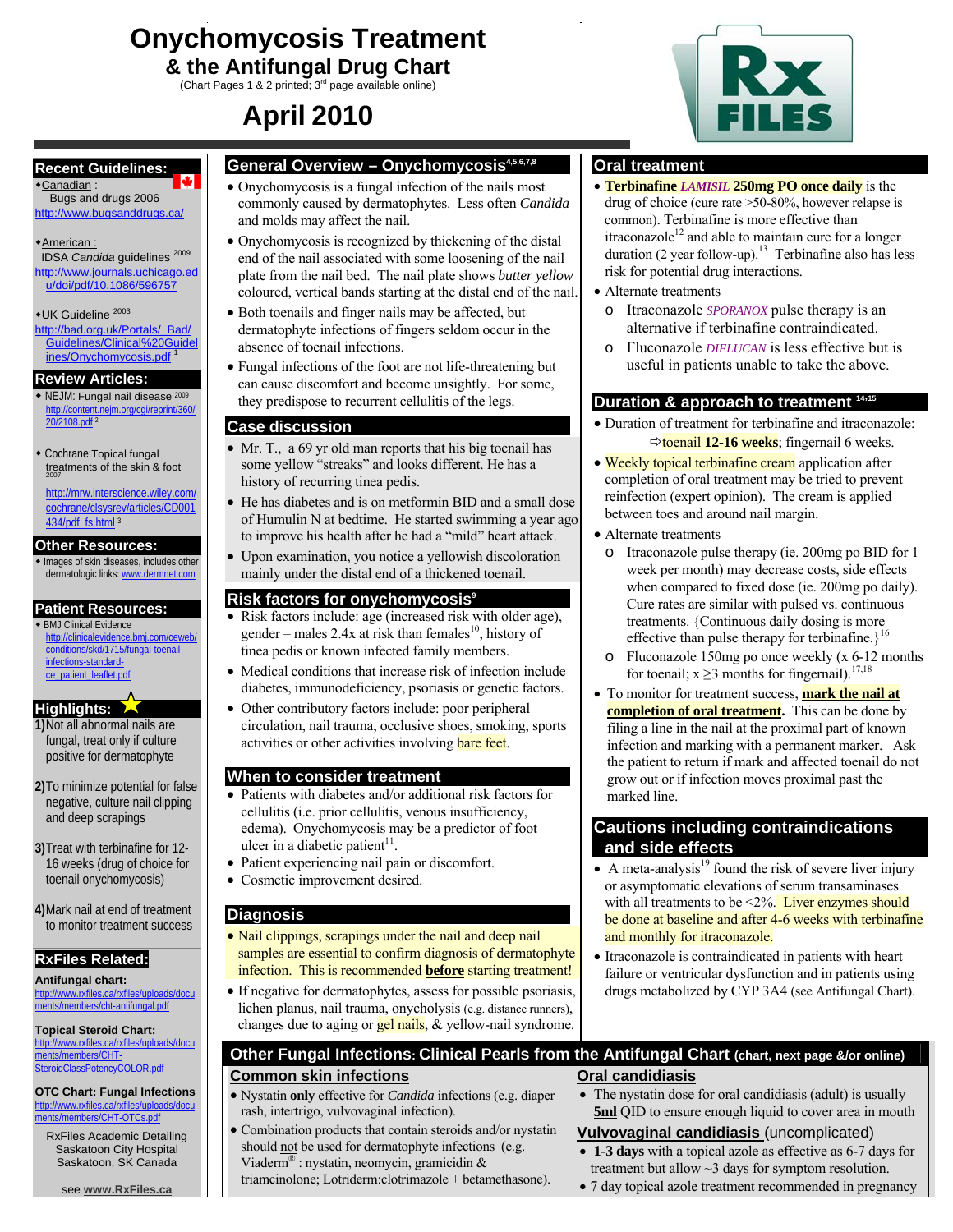# Onychomycosis Treatment

## & the Antifungal Drug Chart

(Chart Pages 1 & 2 printed; 3rd page available online)

# April 2010

## Recent Guidelines:

- Canadian : Bugs and drugs 2006 http://www.bugsanddrugs.ca/
- American : IDSA *Candida* guidelines 2009 http://www.journals.uchicago.edu/doi/pdf/10.1086/596757
- UK Guideline 2003 http://bad.org.uk/Portals/_Bad/Guidelines/Clinical%20Guidelines/Onychomycosis.pdf [1]

## Review Articles:

- NEJM: Fungal nail disease 2009 http://content.nejm.org/cgi/reprint/360/20/2108.pdf [2]
- Cochrane:Topical fungal treatments of the skin & foot 2007 http://mrw.interscience.wiley.com/cochrane/clsysrev/articles/CD001434/pdf_fs.html [3]

## Other Resources:

- Images of skin diseases, includes other dermatologic links: www.dermnet.com

## Patient Resources:

- BMJ Clinical Evidence http://clinicalevidence.bmj.com/ceweb/conditions/skd/1715/fungal-toenail-infections-standard-ce_patient_leaflet.pdf

## Highlights:

1) Not all abnormal nails are fungal, treat only if culture positive for dermatophyte
2) To minimize potential for false negative, culture nail clippings and deep scrapings
3) Treat with terbinafine for 12-16 weeks (drug of choice for toenail onychomycosis)
4) Mark nail at end of treatment to monitor treatment success

## RxFiles Related:

**Antifungal chart:** http://www.rxfiles.ca/rxfiles/uploads/documents/members/cht-antifungal.pdf

**Topical Steroid Chart:** http://www.rxfiles.ca/rxfiles/uploads/documents/members/CHT-SteroidClassPotencyCOLOR.pdf

**OTC Chart: Fungal Infections** http://www.rxfiles.ca/rxfiles/uploads/documents/members/CHT-OTCs.pdf

RxFiles Academic Detailing
Saskatoon City Hospital
Saskatoon, SK Canada

see **www.RxFiles.ca**

## General Overview – Onychomycosis[4,5,6,7,8]

- Onychomycosis is a fungal infection of the nails most commonly caused by dermatophytes. Less often *Candida* and molds may affect the nail.
- Onychomycosis is recognized by thickening of the distal end of the nail associated with some loosening of the nail plate from the nail bed. The nail plate shows *butter yellow* coloured, vertical bands starting at the distal end of the nail.
- Both toenails and finger nails may be affected, but dermatophyte infections of fingers seldom occur in the absence of toenail infections.
- Fungal infections of the foot are not life-threatening but can cause discomfort and become unsightly. For some, they predispose to recurrent cellulitis of the legs.

## Case discussion

- Mr. T., a 69 yr old man reports that his big toenail has some yellow "streaks" and looks different. He has a history of recurring tinea pedis.
- He has diabetes and is on metformin BID and a small dose of Humulin N at bedtime. He started swimming a year ago to improve his health after he had a "mild" heart attack.
- Upon examination, you notice a yellowish discoloration mainly under the distal end of a thickened toenail.

## Risk factors for onychomycosis[9]

- Risk factors include: age (increased risk with older age), gender – males 2.4x at risk than females[10], history of tinea pedis or known infected family members.
- Medical conditions that increase risk of infection include diabetes, immunodeficiency, psoriasis or genetic factors.
- Other contributory factors include: poor peripheral circulation, nail trauma, occlusive shoes, smoking, sports activities or other activities involving bare feet.

## When to consider treatment

- Patients with diabetes and/or additional risk factors for cellulitis (i.e. prior cellulitis, venous insufficiency, edema). Onychomycosis may be a predictor of foot ulcer in a diabetic patient[11].
- Patient experiencing nail pain or discomfort.
- Cosmetic improvement desired.

## Diagnosis

- Nail clippings, scrapings under the nail and deep nail samples are essential to confirm diagnosis of dermatophyte infection. This is recommended **before** starting treatment!
- If negative for dermatophytes, assess for possible psoriasis, lichen planus, nail trauma, onycholysis (e.g. distance runners), changes due to aging or gel nails, & yellow-nail syndrome.

## Oral treatment

- **Terbinafine** *LAMISIL* **250mg PO once daily** is the drug of choice (cure rate >50-80%, however relapse is common). Terbinafine is more effective than itraconazole[12] and able to maintain cure for a longer duration (2 year follow-up).[13] Terbinafine also has less risk for potential drug interactions.
- Alternate treatments
  - Itraconazole *SPORANOX* pulse therapy is an alternative if terbinafine contraindicated.
  - Fluconazole *DIFLUCAN* is less effective but is useful in patients unable to take the above.

## Duration & approach to treatment[14,15]

- Duration of treatment for terbinafine and itraconazole: ⇨toenail **12-16 weeks**; fingernail 6 weeks.
- Weekly topical terbinafine cream application after completion of oral treatment may be tried to prevent reinfection (expert opinion). The cream is applied between toes and around nail margin.
- Alternate treatments
  - Itraconazole pulse therapy (ie. 200mg po BID for 1 week per month) may decrease costs, side effects when compared to fixed dose (ie. 200mg po daily). Cure rates are similar with pulsed vs. continuous treatments. {Continuous daily dosing is more effective than pulse therapy for terbinafine.}[16]
  - Fluconazole 150mg po once weekly (x 6-12 months for toenail; x ≥3 months for fingernail).[17,18]
- To monitor for treatment success, **mark the nail at completion of oral treatment.** This can be done by filing a line in the nail at the proximal part of known infection and marking with a permanent marker. Ask the patient to return if mark and affected toenail do not grow out or if infection moves proximal past the marked line.

## Cautions including contraindications and side effects

- A meta-analysis[19] found the risk of severe liver injury or asymptomatic elevations of serum transaminases with all treatments to be <2%. Liver enzymes should be done at baseline and after 4-6 weeks with terbinafine and monthly for itraconazole.
- Itraconazole is contraindicated in patients with heart failure or ventricular dysfunction and in patients using drugs metabolized by CYP 3A4 (see Antifungal Chart).

## Other Fungal Infections: Clinical Pearls from the Antifungal Chart (chart, next page &/or online)

### Common skin infections

- Nystatin **only** effective for *Candida* infections (e.g. diaper rash, intertrigo, vulvovaginal infection).
- Combination products that contain steroids and/or nystatin should not be used for dermatophyte infections (e.g. Viaderm® : nystatin, neomycin, gramicidin & triamcinolone; Lotriderm:clotrimazole + betamethasone).

### Oral candidiasis

- The nystatin dose for oral candidiasis (adult) is usually **5ml** QID to ensure enough liquid to cover area in mouth

### Vulvovaginal candidiasis (uncomplicated)

- **1-3 days** with a topical azole as effective as 6-7 days for treatment but allow ~3 days for symptom resolution.
- 7 day topical azole treatment recommended in pregnancy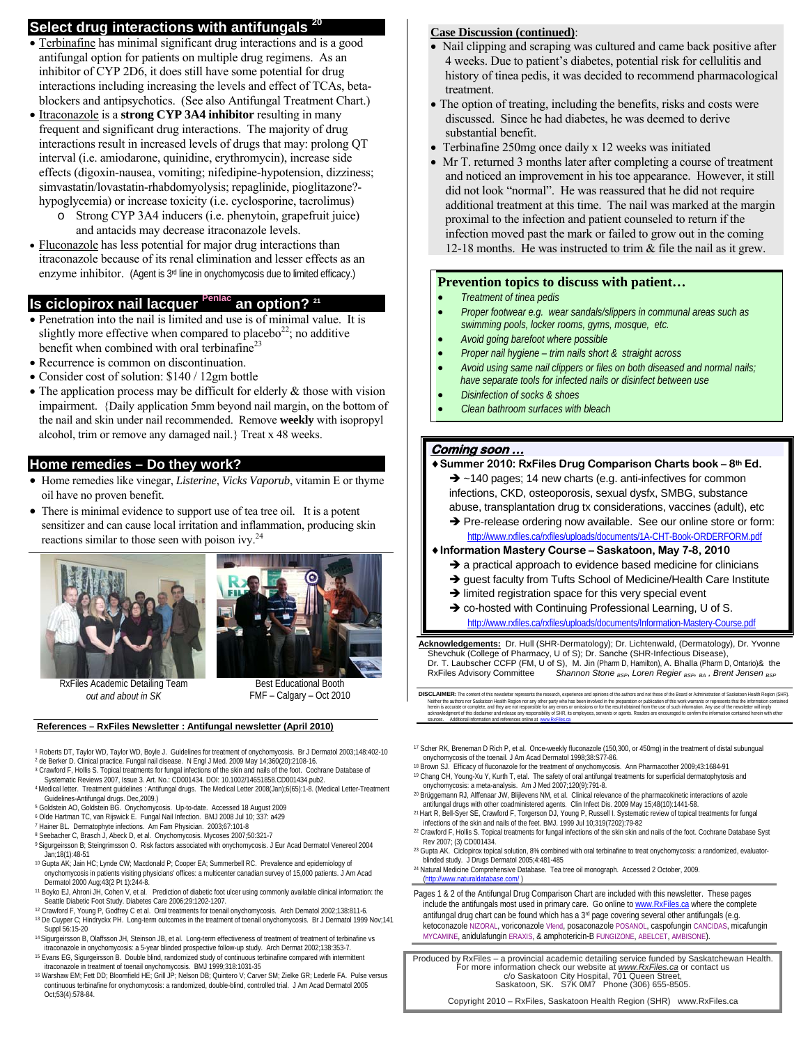## Select drug interactions with antifungals [20]

- Terbinafine has minimal significant drug interactions and is a good antifungal option for patients on multiple drug regimens. As an inhibitor of CYP 2D6, it does still have some potential for drug interactions including increasing the levels and effect of TCAs, beta-blockers and antipsychotics. (See also Antifungal Treatment Chart.)
- Itraconazole is a **strong CYP 3A4 inhibitor** resulting in many frequent and significant drug interactions. The majority of drug interactions result in increased levels of drugs that may: prolong QT interval (i.e. amiodarone, quinidine, erythromycin), increase side effects (digoxin-nausea, vomiting; nifedipine-hypotension, dizziness; simvastatin/lovastatin-rhabdomyolysis; repaglinide, pioglitazone?-hypoglycemia) or increase toxicity (i.e. cyclosporine, tacrolimus)
  - Strong CYP 3A4 inducers (i.e. phenytoin, grapefruit juice) and antacids may decrease itraconazole levels.
- Fluconazole has less potential for major drug interactions than itraconazole because of its renal elimination and lesser effects as an enzyme inhibitor. (Agent is 3rd line in onychomycosis due to limited efficacy.)

## Is ciclopirox nail lacquer Penlac an option? [21]

- Penetration into the nail is limited and use is of minimal value. It is slightly more effective when compared to placebo[22]; no additive benefit when combined with oral terbinafine[23]
- Recurrence is common on discontinuation.
- Consider cost of solution: $140 / 12gm bottle
- The application process may be difficult for elderly & those with vision impairment. {Daily application 5mm beyond nail margin, on the bottom of the nail and skin under nail recommended. Remove **weekly** with isopropyl alcohol, trim or remove any damaged nail.} Treat x 48 weeks.

## Home remedies – Do they work?

- Home remedies like vinegar, *Listerine*, *Vicks Vaporub*, vitamin E or thyme oil have no proven benefit.
- There is minimal evidence to support use of tea tree oil. It is a potent sensitizer and can cause local irritation and inflammation, producing skin reactions similar to those seen with poison ivy.[24]

RxFiles Academic Detailing Team *out and about in SK*

Best Educational Booth FMF – Calgary – Oct 2010

**Case Discussion (continued):**

- Nail clipping and scraping was cultured and came back positive after 4 weeks. Due to patient's diabetes, potential risk for cellulitis and history of tinea pedis, it was decided to recommend pharmacological treatment.
- The option of treating, including the benefits, risks and costs were discussed. Since he had diabetes, he was deemed to derive substantial benefit.
- Terbinafine 250mg once daily x 12 weeks was initiated
- Mr T. returned 3 months later after completing a course of treatment and noticed an improvement in his toe appearance. However, it still did not look "normal". He was reassured that he did not require additional treatment at this time. The nail was marked at the margin proximal to the infection and patient counseled to return if the infection moved past the mark or failed to grow out in the coming 12-18 months. He was instructed to trim & file the nail as it grew.

### Prevention topics to discuss with patient…

- *Treatment of tinea pedis*
- *Proper footwear e.g. wear sandals/slippers in communal areas such as swimming pools, locker rooms, gyms, mosque, etc.*
- *Avoid going barefoot where possible*
- *Proper nail hygiene – trim nails short & straight across*
- *Avoid using same nail clippers or files on both diseased and normal nails; have separate tools for infected nails or disinfect between use*
- *Disinfection of socks & shoes*
- *Clean bathroom surfaces with bleach*

### *Coming soon …*

- **Summer 2010: RxFiles Drug Comparison Charts book – 8th Ed.**
  - → ~140 pages; 14 new charts (e.g. anti-infectives for common infections, CKD, osteoporosis, sexual dysfx, SMBG, substance abuse, transplantation drug tx considerations, vaccines (adult), etc
  - → Pre-release ordering now available. See our online store or form: http://www.rxfiles.ca/rxfiles/uploads/documents/1A-CHT-Book-ORDERFORM.pdf
- **Information Mastery Course – Saskatoon, May 7-8, 2010**
  - → a practical approach to evidence based medicine for clinicians
  - → guest faculty from Tufts School of Medicine/Health Care Institute
  - → limited registration space for this very special event
  - → co-hosted with Continuing Professional Learning, U of S. http://www.rxfiles.ca/rxfiles/uploads/documents/Information-Mastery-Course.pdf

**Acknowledgements:** Dr. Hull (SHR-Dermatology); Dr. Lichtenwald, (Dermatology), Dr. Yvonne Shevchuk (College of Pharmacy, U of S); Dr. Sanche (SHR-Infectious Disease), Dr. T. Laubscher CFP (FM, U of S), M. Jin (Pharm D, Hamilton), A. Bhalla (Pharm D, Ontario)& the RxFiles Advisory Committee *Shannon Stone* BSP, *Loren Regier* BSP, BA, *Brent Jensen* BSP

**DISCLAIMER:** The content of this newsletter represents the research, experience and opinions of the authors and not those of the Board or Administration of Saskatoon Health Region (SHR). Neither the authors nor Saskatoon Health Region nor any other party who has been involved in the preparation or publication of this work warrants or represents that the information contained herein is accurate or complete, and they are not responsible for any errors or omissions or for the result obtained from the use of such information. Any use of the newsletter will imply acknowledgment of this disclaimer and release any responsibility of SHR, its employees, servants or agents. Readers are encouraged to confirm the information contained herein with other sources. Additional information and references online at www.RxFiles.ca

### References – RxFiles Newsletter : Antifungal newsletter (April 2010)

1. Roberts DT, Taylor WD, Taylor WD, Boyle J. Guidelines for treatment of onychomycosis. Br J Dermatol 2003;148:402-10
2. de Berker D. Clinical practice. Fungal nail disease. N Engl J Med. 2009 May 14;360(20):2108-16.
3. Crawford F, Hollis S. Topical treatments for fungal infections of the skin and nails of the foot. Cochrane Database of Systematic Reviews 2007, Issue 3. Art. No.: CD001434. DOI: 10.1002/14651858.CD001434.pub2.
4. Medical letter. Treatment guidelines : Antifungal drugs. The Medical Letter 2008(Jan);6(65):1-8. (Medical Letter-Treatment Guidelines-Antifungal drugs. Dec,2009.)
5. Goldstein AO, Goldstein BG. Onychomycosis. Up-to-date. Accessed 18 August 2009
6. Olde Hartman TC, van Rijswick E. Fungal Nail Infection. BMJ 2008 Jul 10; 337: a429
7. Hainer BL. Dermatophyte infections. Am Fam Physician. 2003;67:101-8
8. Seebacher C, Brasch J, Abeck D, et al. Onychomycosis. Mycoses 2007;50:321-7
9. Sigurgeirsson B; Steingrimsson O. Risk factors associated with onychomycosis. J Eur Acad Dermatol Venereol 2004 Jan;18(1):48-51
10. Gupta AK; Jain HC; Lynde CW; Macdonald P; Cooper EA; Summerbell RC. Prevalence and epidemiology of onychomycosis in patients visiting physicians' offices: a multicenter canadian survey of 15,000 patients. J Am Acad Dermatol 2000 Aug;43(2 Pt 1):244-8.
11. Boyko EJ, Ahroni JH, Cohen V, et al. Prediction of diabetic foot ulcer using commonly available clinical information: the Seattle Diabetic Foot Study. Diabetes Care 2006;29:1202-1207.
12. Crawford F, Young P, Godfrey C et al. Oral treatments for toenail onychomycosis. Arch Dematol 2002;138:811-6.
13. De Cuyper C; Hindryckx PH. Long-term outcomes in the treatment of toenail onychomycosis. Br J Dermatol 1999 Nov;141 Suppl 56:15-20
14. Sigurgeirsson B, Olaffsson JH, Steinson JB, et al. Long-term effectiveness of treatment of treatment of terbinafine vs itraconazole in onychomycosis: a 5-year blinded prospective follow-up study. Arch Dermat 2002;138:353-7.
15. Evans EG, Sigurgeirsson B. Double blind, randomized study of continuous terbinafine compared with intermittent itraconazole in treatment of toenail onychomycosis. BMJ 1999;318:1031-35
16. Warshaw EM; Fett DD; Bloomfield HE; Grill JP; Nelson DB; Quintero V; Carver SM; Zielke GR; Lederle FA. Pulse versus continuous terbinafine for onychomycosis: a randomized, double-blind, controlled trial. J Am Acad Dermatol 2005 Oct;53(4):578-84.
17. Scher RK, Breneman D Rich P, et al. Once-weekly fluconazole (150,300, or 450mg) in the treatment of distal subungual onychomycosis of the toenail. J Am Acad Dermatol 1998;38:S77-86.
18. Brown SJ. Efficacy of fluconazole for the treatment of onychomycosis. Ann Pharmacother 2009;43:1684-91
19. Chang CH, Young-Xu Y, Kurth T, etal. The safety of oral antifungal treatments for superficial dermatophytosis and onychomycosis: a meta-analysis. Am J Med 2007;120(9):791-8.
20. Brüggemann RJ, Alffenaar JW, Blijlevens NM, et al. Clinical relevance of the pharmacokinetic interactions of azole antifungal drugs with other coadministered agents. Clin Infect Dis. 2009 May 15;48(10):1441-58.
21. Hart R, Bell-Syer SE, Crawford F, Torgerson DJ, Young P, Russell I. Systematic review of topical treatments for fungal infections of the skin and nails of the feet. BMJ. 1999 Jul 10;319(7202):79-82
22. Crawford F, Hollis S. Topical treatments for fungal infections of the skin and nails of the foot. Cochrane Database Syst Rev 2007; (3) CD001434.
23. Gupta AK. Ciclopirox topical solution, 8% combined with oral terbinafine to treat onychomycosis: a randomized, evaluator-blinded study. J Drugs Dermatol 2005;4:481-485
24. Natural Medicine Comprehensive Database. Tea tree oil monograph. Accessed 2 October, 2009. (http://www.naturaldatabase.com/ )

Pages 1 & 2 of the Antifungal Drug Comparison Chart are included with this newsletter. These pages include the antifungals most used in primary care. Go online to www.RxFiles.ca where the complete antifungal drug chart can be found which has a 3rd page covering several other antifungals (e.g. ketoconazole NIZORAL, voriconazole Vfend, posaconazole POSANOL, caspofungin CANCIDAS, micafungin MYCAMINE, anidulafungin ERAXIS, & amphotericin-B FUNGIZONE, ABELCET, AMBISONE).

Produced by RxFiles – a provincial academic detailing service funded by Saskatchewan Health. For more information check our website at *www.RxFiles.ca* or contact us c/o Saskatoon City Hospital, 701 Queen Street, Saskatoon, SK. S7K 0M7 Phone (306) 655-8505.

Copyright 2010 – RxFiles, Saskatoon Health Region (SHR) www.RxFiles.ca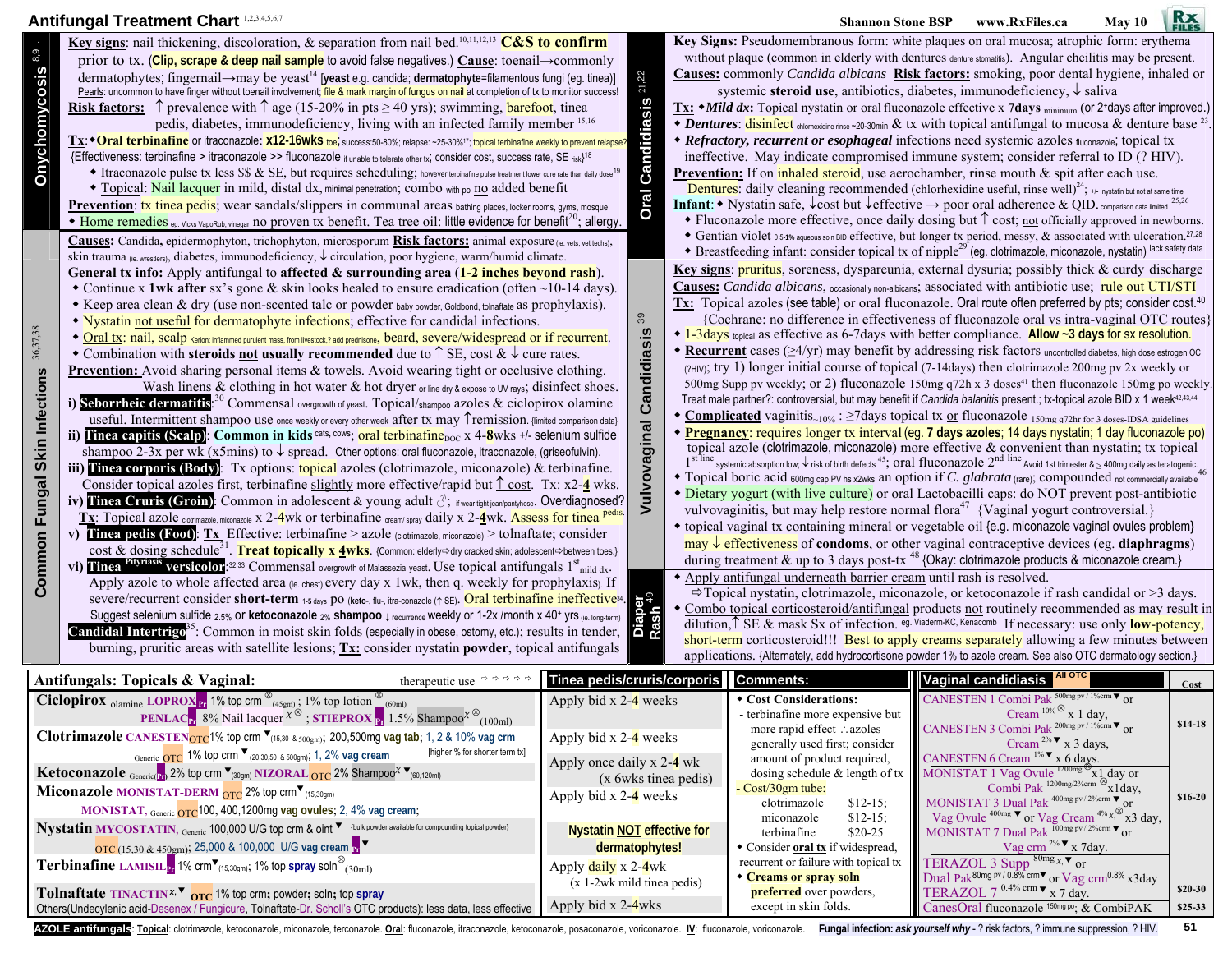# Antifungal Treatment Chart [1,2,3,4,5,6,7]

Shannon Stone BSP www.RxFiles.ca May 10

## Onychomycosis [8,9]

**Key signs**: nail thickening, discoloration, & separation from nail bed.[10,11,12,13] **C&S to confirm** prior to tx. (**Clip, scrape & deep nail sample** to avoid false negatives.) **Cause**: toenail→commonly dermatophytes; fingernail→may be yeast[14] [**yeast** e.g. candida; **dermatophyte**=filamentous fungi (eg. tinea)]

Pearls: uncommon to have finger without toenail involvement; file & mark margin of fungus on nail at completion of tx to monitor success!

**Risk factors:** ↑ prevalence with ↑ age (15-20% in pts ≥ 40 yrs); swimming, barefoot, tinea pedis, diabetes, immunodeficiency, living with an infected family member [15,16]

**Tx**: ◆**Oral terbinafine** or itraconazole: **x12-16wks** toe; success:50-80%; relapse: ~25-30%[17]; topical terbinafine weekly to prevent relapse? {Effectiveness: terbinafine > itraconazole >> fluconazole if unable to tolerate other tx; consider cost, success rate, SE risk}[18]

- Itraconazole pulse tx less $$ & SE, but requires scheduling; however terbinafine pulse treatment lower cure rate than daily dose[19]
- Topical: Nail lacquer in mild, distal dx, minimal penetration; combo with po no added benefit

**Prevention**: tx tinea pedis; wear sandals/slippers in communal areas bathing places, locker rooms, gyms, mosque

- Home remedies eg. Vicks VapoRub, vinegar no proven tx benefit. Tea tree oil: little evidence for benefit[20]; allergy.

## Common Fungal Skin Infections [36,37,38]

**Causes:** Candida, epidermophyton, trichophyton, microsporum **Risk factors:** animal exposure (ie. vets, vet techs), skin trauma (ie. wrestlers), diabetes, immunodeficiency, ↓ circulation, poor hygiene, warm/humid climate.

**General tx info:** Apply antifungal to **affected & surrounding area** (**1-2 inches beyond rash**).

- Continue x **1wk after** sx's gone & skin looks healed to ensure eradication (often ~10-14 days).
- Keep area clean & dry (use non-scented talc or powder baby powder, Goldbond, tolnaftate as prophylaxis).
- Nystatin not useful for dermatophyte infections; effective for candidal infections.
- Oral tx: nail, scalp Kerion: inflammed purulent mass, from livestock,? add prednisone, beard, severe/widespread or if recurrent.
- Combination with **steroids not usually recommended** due to ↑ SE, cost & ↓ cure rates.

**Prevention:** Avoid sharing personal items & towels. Avoid wearing tight or occlusive clothing. Wash linens & clothing in hot water & hot dryer or line dry & expose to UV rays; disinfect shoes.

**i) Seborrheic dermatitis**:[30] Commensal overgrowth of yeast. Topical/shampoo azoles & ciclopirox olamine useful. Intermittent shampoo use once weekly or every other week after tx may ↑remission. {limited comparison data}

**ii) Tinea capitis (Scalp)**: **Common in kids** cats, cows; oral terbinafine DOC x 4-**8**wks +/- selenium sulfide shampoo 2-3x per wk (x5mins) to ↓ spread. Other options: oral fluconazole, itraconazole, (griseofulvin).

**iii) Tinea corporis (Body)**: Tx options: topical azoles (clotrimazole, miconazole) & terbinafine. Consider topical azoles first, terbinafine slightly more effective/rapid but ↑ cost. Tx: x2-**4** wks.

**iv) Tinea Cruris (Groin)**: Common in adolescent & young adult ♂; if wear tight jean/pantyhose. Overdiagnosed? **Tx**: Topical azole clotrimazole, miconazole x 2-**4**wk or terbinafine cream/ spray daily x 2-**4**wk. Assess for tinea pedis.

**v) Tinea pedis (Foot)**: **Tx** Effective: terbinafine > azole (clotrimazole, miconazole) > tolnaftate; consider cost & dosing schedule[31]. **Treat topically x 4wks**. {Common: elderly⇨dry cracked skin; adolescent⇨between toes.}

**vi) Tinea Pityriasis versicolor**:[32,33] Commensal overgrowth of Malassezia yeast. Use topical antifungals 1st mild dx. Apply azole to whole affected area (ie. chest) every day x 1wk, then q. weekly for prophylaxis). If severe/recurrent consider **short-term** 1-5 days po (keto-, flu-, itra-conazole (↑ SE). Oral terbinafine ineffective[34]. Suggest selenium sulfide 2.5% or ketoconazole 2% shampoo ↓ recurrence weekly or 1-2x /month x 40+ yrs (ie. long-term)

**Candidal Intertrigo**[35]: Common in moist skin folds (especially in obese, ostomy, etc.); results in tender, burning, pruritic areas with satellite lesions; **Tx:** consider nystatin **powder**, topical antifungals

## Oral Candidiasis [21,22]

**Key Signs:** Pseudomembranous form: white plaques on oral mucosa; atrophic form: erythema without plaque (common in elderly with dentures denture stomatitis). Angular cheilitis may be present.

**Causes:** commonly *Candida albicans* **Risk factors:** smoking, poor dental hygiene, inhaled or systemic **steroid** use, antibiotics, diabetes, immunodeficiency, ↓ saliva

**Tx:** ◆*Mild dx*: Topical nystatin or oral fluconazole effective x **7days** minimum (or 2+days after improved.)

- *Dentures*: disinfect chlorhexidine rinse ~20-30min & tx with topical antifungal to mucosa & denture base[23].
- *Refractory, recurrent or esophageal* infections need systemic azoles fluconazole; topical tx ineffective. May indicate compromised immune system; consider referral to ID (? HIV).

**Prevention:** If on inhaled steroid, use aerochamber, rinse mouth & spit after each use. Dentures: daily cleaning recommended (chlorhexidine useful, rinse well)[24]; +/- nystatin but not at same time

**Infant**: ◆ Nystatin safe, ↓cost but ↓effective → poor oral adherence & QID. comparison data limited [25,26]

- Fluconazole more effective, once daily dosing but ↑ cost; not officially approved in newborns.
- Gentian violet 0.5-1% aqueous soln BID effective, but longer tx period, messy, & associated with ulceration.[27,28]
- Breastfeeding infant: consider topical tx of nipple[29] (eg. clotrimazole, miconazole, nystatin) lack safety data

## Vulvovaginal Candidiasis [39]

**Key signs**: pruritus, soreness, dyspareunia, external dysuria; possibly thick & curdy discharge

**Causes:** *Candida albicans*, occasionally non-albicans; associated with antibiotic use; rule out UTI/STI

**Tx:** Topical azoles (see table) or oral fluconazole. Oral route often preferred by pts; consider cost.[40] {Cochrane: no difference in effectiveness of fluconazole oral vs intra-vaginal OTC routes}

- 1-3days topical as effective as 6-7days with better compliance. **Allow ~3 days** for sx resolution.
- **Recurrent** cases (≥4/yr) may benefit by addressing risk factors uncontrolled diabetes, high dose estrogen OC (?HIV); try 1) longer initial course of topical (7-14days) then clotrimazole 200mg pv 2x weekly or 500mg Supp pv weekly; or 2) fluconazole 150mg q72h x 3 doses[41] then fluconazole 150mg po weekly. Treat male partner?: controversial, but may benefit if *Candida balanitis* present.; tx-topical azole BID x 1 week[42,43,44]
- **Complicated** vaginitis~10%: ≥7days topical tx or fluconazole 150mg q72hr for 3 doses-IDSA guidelines
- **Pregnancy**: requires longer tx interval (eg. **7 days azoles**; 14 days nystatin; 1 day fluconazole po) topical azole (clotrimazole, miconazole) more effective & convenient than nystatin; tx topical 1st line systemic absorption low; ↓ risk of birth defects[45]; oral fluconazole 2nd line Avoid 1st trimester & ≥ 400mg daily as teratogenic.
- Topical boric acid 600mg cap PV hs x2wks an option if *C. glabrata* (rare); compounded not commercially available[46]
- Dietary yogurt (with live culture) or oral Lactobacilli caps: do NOT prevent post-antibiotic vulvovaginitis, but may help restore normal flora[47] {Vaginal yogurt controversial.}
- topical vaginal tx containing mineral or vegetable oil {e.g. miconazole vaginal ovules problem} may ↓ effectiveness of **condoms**, or other vaginal contraceptive devices (eg. **diaphragms**) during treatment & up to 3 days post-tx [48] {Okay: clotrimazole products & miconazole cream.}

## Diaper Rash [49]

- Apply antifungal underneath barrier cream until rash is resolved. ⇨Topical nystatin, clotrimazole, miconazole, or ketoconazole if rash candidal or >3 days.
- Combo topical corticosteroid/antifungal products not routinely recommended as may result in dilution,↑ SE & mask Sx of infection. eg. Viaderm-KC, Kenacomb If necessary: use only **low-potency**, short-term corticosteroid!!! Best to apply creams separately allowing a few minutes between applications. {Alternately, add hydrocortisone powder 1% to azole cream. See also OTC dermatology section.}

## Antifungals: Topicals & Vaginal

| Antifungals: Topicals & Vaginal: therapeutic use | Tinea pedis/cruris/corporis | Comments: |
|---|---|---|
| **Ciclopirox** olamine **LOPROX** 1% top crm ⊗ (45gm); 1% top lotion ⊗ (60ml); **PENLAC** 8% Nail lacquer X ⊗; **STIEPROX** 1.5% Shampoo X ⊗ (100ml) | Apply bid x 2-4 weeks | ◆ **Cost Considerations:** - terbinafine more expensive but more rapid effect ∴azoles generally used first; consider amount of product required, dosing schedule & length of tx |
| **Clotrimazole** **CANESTEN** OTC 1% top crm ▼(15,30 & 500gm); 200,500mg vag tab; 1, 2 & 10% vag crm; Generic OTC 1% top crm ▼(20,30,50 & 500gm); 1, 2% vag cream [higher % for shorter term tx] | Apply bid x 2-4 weeks | - Cost/30gm tube: clotrimazole $12-15; miconazole $12-15; terbinafine $20-25 |
| **Ketoconazole** Generic 2% top crm ▼(30gm) **NIZORAL** OTC 2% Shampoo X ▼(60,120ml) | Apply once daily x 2-4 wk (x 6wks tinea pedis) | ◆ Consider **oral tx** if widespread, recurrent or failure with topical tx |
| **Miconazole** **MONISTAT-DERM** OTC 2% top crm ▼(15,30gm); **MONISTAT**, Generic OTC 100, 400,1200mg vag ovules; 2, 4% vag cream; | Apply bid x 2-4 weeks | ◆ **Creams or spray soln preferred** over powders, except in skin folds. |
| **Nystatin** **MYCOSTATIN**, Generic 100,000 U/G top crm & oint ▼ {bulk powder available for compounding topical powder} OTC (15,30 & 450gm); 25,000 & 100,000 U/G vag cream ▼ | **Nystatin NOT effective for dermatophytes!** | |
| **Terbinafine** **LAMISIL** 1% crm ▼(15,30gm); 1% top spray soln ⊗ (30ml) | Apply daily x 2-4wk (x 1-2wk mild tinea pedis) | |
| **Tolnaftate** **TINACTIN** X ▼ OTC 1% top crm; powder; soln; top spray | Apply bid x 2-4wks | |
| Others(Undecylenic acid-Desenex / Fungicure, Tolnaftate-Dr. Scholl's OTC products): less data, less effective | | |

| Vaginal candidiasis (All OTC) | Cost |
|---|---|
| CANESTEN 1 Combi Pak 500mg pv / 1%crm ▼ or Cream 10% ⊗ x 1 day, CANESTEN 3 Combi Pak 200mg pv / 1%crm ▼ or Cream 2% ▼ x 3 days, CANESTEN 6 Cream 1% ▼ x 6 days. | $14-18 |
| MONISTAT 1 Vag Ovule 1200mg ⊗ x1 day or Combi Pak 1200mg/2%crm ⊗ x1day, MONISTAT 3 Dual Pak 400mg pv / 2%crm ▼ or Vag Ovule 400mg ▼ or Vag Cream 4% X ⊗ x3 day, MONISTAT 7 Dual Pak 100mg pv / 2%crm ▼ or Vag crm 2% ▼ x 7day. | $16-20 |
| TERAZOL 3 Supp 80mg X ▼ or Dual Pak 80mg pv / 0.8% crm ▼ or Vag crm 0.8% x3day TERAZOL 7 0.4% crm ▼ x 7 day. | $20-30 |
| CanesOral fluconazole 150mg po; & CombiPAK | $25-33 |

**AZOLE antifungals**: **Topical**: clotrimazole, ketoconazole, miconazole, terconazole. **Oral**: fluconazole, itraconazole, ketoconazole, posaconazole, voriconazole. **IV**: fluconazole, voriconazole. **Fungal infection:** ***ask yourself why*** - ? risk factors, ? immune suppression, ? HIV.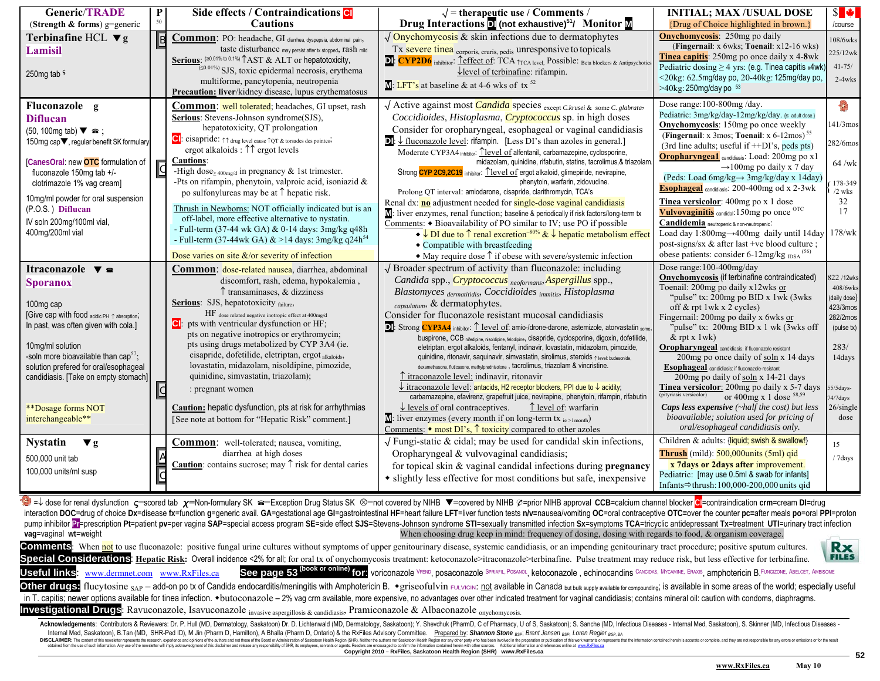| Generic/TRADE (Strength & forms) g=generic | P | Side effects / Contraindications CI Cautions | √ = therapeutic use / Comments / Drug Interactions DI (not exhaustive)[51] / Monitor M | INITIAL; MAX /USUAL DOSE [Drug of Choice highlighted in brown.] | $ /course |
|---|---|---|---|---|---|
| **Terbinafine HCL** ▼g **Lamisil** 250mg tab ς | B | **Common**: PO: headache, GI diarrhea, dyspepsia, abdominal pain, taste disturbance may persist after tx stopped, rash mild **Serious**: (≥0.01% to 0.1%) ↑AST & ALT or hepatotoxicity, (≤0.01%) SJS, toxic epidermal necrosis, erythema multiforme, pancytopenia, neutropenia **Precaution: liver**/kidney disease, lupus erythematosus | √ Onychomycosis & skin infections due to dermatophytes Tx severe tinea corporis, cruris, pedis unresponsive to topicals **DI**: **CYP2D6** inhibitor: ↑effect of: TCA ↑TCA level, Possible: Beta blockers & Antipsychotics ↓level of terbinafine: rifampin. **M**: LFT's at baseline & at 4-6 wks of tx [52] | **Onychomycosis**: 250mg po daily (**Fingernail**: x 6wks; **Toenail**: x12-16 wks) **Tinea capitis**: 250mg po once daily x 4-8wk Pediatric dosing ≥ 4 yrs: (e.g. Tinea capitis x4wk) <20kg: 62.5mg/day po, 20-40kg: 125mg/day po, >40kg: 250mg/day po [53] | 108/6wks 225/12wk 41-75/ 2-4wks |
| **Fluconazole** g **Diflucan** (50, 100mg tab) ▼ ☎; 150mg cap▼, regular benefit SK formulary [CanesOral: new OTC formulation of fluconazole 150mg tab +/- clotrimazole 1% vag cream] 10mg/ml powder for oral suspension (P.O.S.) **Diflucan** IV soln 200mg/100ml vial, 400mg/200ml vial | C | **Common**: well tolerated; headaches, GI upset, rash **Serious**: Stevens-Johnson syndrome(SJS), hepatotoxicity, QT prolongation **CI**: cisapride: ↑↑ drug level cause ↑QT & torsades des pointes; ergot alkaloids : ↑↑ ergot levels **Cautions**: -High dose≥400mg/d in pregnancy & 1st trimester. -Pts on rifampin, phenytoin, valproic acid, isoniazid & po sulfonylureas may be at ↑ hepatic risk. Thrush in Newborns: NOT officially indicated but is an off-label, more effective alternative to nystatin. - Full-term (37-44 wk GA) & 0-14 days: 3mg/kg q48h - Full-term (37-44wk GA) & >14 days: 3mg/kg q24h[54] Dose varies on site &/or severity of infection | √ Active against most *Candida* species except *C.krusei* & some *C. glabrata*, *Coccidioides, Histoplasma, Cryptococcus* sp. in high doses Consider for oropharyngeal, esophageal or vaginal candidiasis **DI**: ↓ fluconazole level: rifampin. [Less DI's than azoles in general.] Moderate CYP3A4 inhibitor: ↑level of alfentanil, carbamazepine, cyclosporine, midazolam, quinidine, rifabutin, statins, tacrolimus,& triazolam. Strong **CYP 2C9,2C19** inhibitor: ↑level of ergot alkaloid, glimepiride, nevirapine, phenytoin, warfarin, zidovudine. Prolong QT interval: amiodarone, cisapride, clarithromycin, TCA's Renal dx: **no** adjustment needed for single-dose vaginal candidiasis **M**: liver enzymes, renal function; baseline & periodically if risk factors/long-term tx Comments: ◆ Bioavailability of PO similar to IV; use PO if possible ◆ ↓ DI due to ↑ renal excretion ~80% & ↓ hepatic metabolism effect ◆ Compatible with breastfeeding ◆ May require dose ↑ if obese with severe/systemic infection | Dose range:100-800mg /day. Pediatric: 3mg/kg/day-12mg/kg/day. (≤ adult dose.) **Onychomycosis**: 150mg po once weekly (**Fingernail**: x 3mos; **Toenail**: x 6-12mos) [55] (3rd line adults; useful if ++DI's, peds pts) **Oropharyngeal** candidiasis: Load: 200mg po x1 →100mg po daily x 7 day (Peds: Load 6mg/kg→ 3mg/kg/day x 14day) **Esophageal** candidiasis: 200-400mg od x 2-3wk **Tinea versicolor**: 400mg po x 1 dose **Vulvovaginitis** candidal: 150mg po once OTC **Candidemia** neutropenic & non-neutropenic: Load 1:800mg→400mg daily until 14day post-signs/sx & after last +ve blood culture ; obese patients: consider 6-12mg/kg IDSA [56] | 🫘 141/3mos 282/6mos 64 /wk 178-349 /2 wks 32 17 178/wk |
| **Itraconazole** ▼ ☎ **Sporanox** 100mg cap [Give cap with food acidic PH ↑ absorption; In past, was often given with cola.] 10mg/ml solution -soln more bioavailable than cap[57]; solution prefered for oral/esophageal candidiasis. [Take on empty stomach] **Dosage forms NOT interchangeable** | C | **Common**: dose-related nausea, diarrhea, abdominal discomfort, rash, edema, hypokalemia , ↑ transaminases, & dizziness **Serious**: SJS, hepatotoxicity failure, HF dose related negative inotropic effect at 400mg/d **CI**: pts with ventricular dysfunction or HF; pts on negative inotropics or erythromycin; pts using drugs metabolized by CYP 3A4 (ie. cisapride, dofetilide, eletriptan, ergot alkaloids, lovastatin, midazolam, nisoldipine, pimozide, quinidine, simvastatin, triazolam); : pregnant women **Caution:** hepatic dysfunction, pts at risk for arrhythmias [See note at bottom for "Hepatic Risk" comment.] | √ Broader spectrum of activity than fluconazole: including *Candida* spp., *Cryptococcus neoformans*, *Aspergillus* spp., *Blastomyces dermatitidis*, *Coccidioides immitis*, *Histoplasma capsulatum*, & dermatophytes. Consider for fluconazole resistant mucosal candidiasis **DI**: Strong **CYP3A4** inhibitor: ↑ level of: amio-/drone-darone, astemizole, atorvastatin some, buspirone, CCB nifedipine, nisoldipine, felodipine, cisapride, cyclosporine, digoxin, dofetilide, eletriptan, ergot alkaloids, fentanyl, indinavir, lovastatin, midazolam, pimozide, quinidine, ritonavir, saquinavir, simvastatin, sirolimus, steroids ↑ level: budesonide, dexamethasone, fluticasone, methylprednisolone , tacrolimus, triazolam & vincristine. ↑ itraconazole level: indinavir, ritonavir ↓ itraconazole level: antacids, H2 receptor blockers, PPI due to ↓ acidity; carbamazepine, efavirenz, grapefruit juice, nevirapine, phenytoin, rifampin, rifabutin ↓ levels of oral contraceptives. ↑ level of: warfarin **M**: liver enzymes (every month if on long-term tx ie >1month) Comments: ◆ most DI's, ↑ toxicity compared to other azoles | Dose range:100-400mg/day **Onychomycosis** (if terbinafine contraindicated) Toenail: 200mg po daily x12wks or "pulse" tx: 200mg po BID x 1wk (3wks off & rpt 1wk x 2 cycles) Fingernail: 200mg po daily x 6wks or "pulse" tx: 200mg BID x 1 wk (3wks off & rpt x 1wk) **Oropharyngeal** candidiasis: if fluconazole resistant 200mg po once daily of soln x 14 days **Esophageal** candidiasis: if fluconazole-resistant 200mg po daily of soln x 14-21 days **Tinea versicolor**: 200mg po daily x 5-7 days (pityriasis versicolor) or 400mg x 1 dose [58,59] *Caps less expensive (~half the cost) but less bioavailable; solution used for pricing of oral/esophageal candidiasis only.* | 822 /12wks 408/6wks (daily dose) 423/3mos 282/2mos (pulse tx) 283/ 14days 55/5days- 74/7days 26/single dose |
| **Nystatin** ▼g 500,000 unit tab 100,000 units/ml susp | A C | **Common**: well-tolerated; nausea, vomiting, diarrhea at high doses **Caution**: contains sucrose; may ↑ risk for dental caries | √ Fungi-static & cidal; may be used for candidal skin infections, Oropharyngeal & vulvovaginal candidiasis; for topical skin & vaginal candidal infections during **pregnancy** ◆ slightly less effective for most conditions but safe, inexpensive | Children & adults: {liquid; swish & swallow!} **Thrush** (mild): 500,000units (5ml) qid **x 7days or 2days after** improvement. Pediatric: [may use 0.5ml & swab for infants] Infants⇨thrush:100,000-200,000 units qid | 15 / 7days |

🫘 =↓ dose for renal dysfunction ς=scored tab χ=Non-formulary SK ☎=Exception Drug Status SK ⊗=not covered by NIHB ▼=covered by NIHB ✓=prior NIHB approval **CCB**=calcium channel blocker **CI**=contraindication **crm**=cream **DI**=drug interaction **DOC**=drug of choice **Dx**=disease **fx**=function **g**=generic avail. **GA**=gestational age **GI**=gastrointestinal **HF**=heart failure **LFT**=liver function tests **n/v**=nausea/vomiting **OC**=oral contraceptive **OTC**=over the counter **pc**=after meals **po**=oral **PPI**=proton pump inhibitor **Pr**=prescription **Pt**=patient **pv**=per vagina **SAP**=special access program **SE**=side effect **SJS**=Stevens-Johnson syndrome **STI**=sexually transmitted infection **Sx**=symptoms **TCA**=tricyclic antidepressant **Tx**=treatment **UTI**=urinary tract infection **vag**=vaginal **wt**=weight

When choosing drug keep in mind: frequency of dosing, dosing with regards to food, & organism coverage.

**Comments**: When not to use fluconazole: positive fungal urine cultures without symptoms of upper genitourinary disease, systemic candidiasis, or an impending genitourinary tract procedure; positive sputum cultures.

**Special Considerations**: **Hepatic Risk**: Overall incidence <2% for all; for oral tx of onychomycosis treatment: ketoconazole>itraconazole>terbinafine. Pulse treatment may reduce risk, but less effective for terbinafine.

**Useful links**: www.dermnet.com www.RxFiles.ca **See page 53 (book or online) for**: voriconazole VFEND, posaconazole SPRIAFIL, POSANOL, ketoconazole , echinocandins CANCIDAS, MYCAMINE, ERAXIS, amphotericin B FUNGIZONE, ABELCET, AMBISOME

**Other drugs**: flucytosine SAP – add-on po tx of Candida endocarditis/meningitis with Amphotericin B. ◆griseofulvin FULVICIN: not available in Canada but bulk supply available for compounding; is available in some areas of the world; especially useful in T. capitis; newer options available for tinea infection. ◆butoconazole – 2% vag crm available, more expensive, no advantages over other indicated treatment for vaginal candidiasis; contains mineral oil: caution with condoms, diaphragms.

**Investigational Drugs**: Ravuconazole, Isavuconazole invasive aspergillosis & candidiasis, Pramiconazole & Albaconazole onychomycosis.

Acknowledgements: Contributors & Reviewers: Dr. P. Hull (MD, Dermatology, Saskatoon) Dr. D. Lichtenwald (MD, Dermatology, Saskatoon); Y. Shevchuk (PharmD, C of Pharmacy, U of S, Saskatoon); S. Sanche (MD, Infectious Diseases - Internal Med, Saskatoon), S. Skinner (MD, Infectious Diseases - Internal Med, Saskatoon), B.Tan (MD, SHR-Ped ID), M Jin (Pharm D, Hamilton), A Bhalla (Pharm D, Ontario) & the RxFiles Advisory Committee. Prepared by: *Shannon Stone* BSP; *Brent Jensen* BSP, *Loren Regier* BSP, BA

DISCLAIMER: The content of this newsletter represents the research, experience and opinions of the authors and not those of the Board or Administration of Saskatoon Health Region (SHR). Neither the authors nor Saskatoon Health Region nor any other party who has been involved in the preparation or publication of this work warrants or represents that the information contained herein is accurate or complete, and they are not responsible for any errors or omissions or for the result obtained from the use of such information. Any use of the newsletter will imply acknowledgment of this disclaimer and release any responsibility of SHR, its employees, servants or agents. Readers are encouraged to confirm the information contained herein with other sources. Additional information and references online at www.RxFiles.ca

Copyright 2010 – RxFiles, Saskatoon Health Region (SHR) www.RxFiles.ca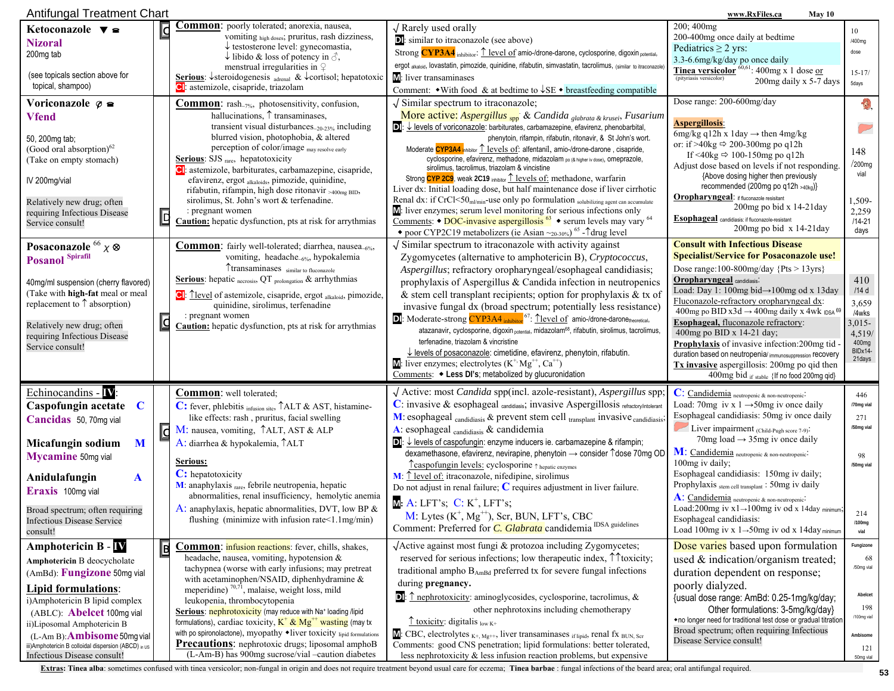# Antifungal Treatment Chart

| Drug | Adverse Effects | Comments / Drug Interactions | Dosing | Cost |
|---|---|---|---|---|
| **Ketoconazole** ▼ ☎ **Nizoral** 200mg tab (see topicals section above for topical, shampoo) — C | **Common**: poorly tolerated; anorexia, nausea, vomiting $_{high\ doses}$; pruritus, rash dizziness, ↓ testosterone level: gynecomastia, ↓ libido & loss of potency in ♂, menstrual irregularities in ♀ **Serious**: ↓steroidogenesis $_{adrenal}$ & ↓cortisol; hepatotoxic **CI**: astemizole, cisapride, triazolam | √ Rarely used orally **DI**: similar to itraconazole (see above) Strong **CYP3A4** $_{inhibitor}$: ↑ level of amio-/drone-darone, cyclosporine, digoxin $_{potential}$, ergot $_{alkaloid}$, lovastatin, pimozide, quinidine, rifabutin, simvastatin, tacrolimus, (similar to itraconazole) **M**: liver transaminases Comment: ◆With food & at bedtime to ↓SE ◆ breastfeeding compatible | 200; 400mg 200-400mg once daily at bedtime Pediatrics ≥ 2 yrs: 3.3-6.6mg/kg/day po once daily **Tinea versicolor** [60,61] (pityriasis versicolor): 400mg x 1 dose or 200mg daily x 5-7 days | 10 /400mg dose 15-17/ 5days |
| **Voriconazole** φ ☎ **Vfend** 50, 200mg tab; (Good oral absorption)[62] (Take on empty stomach) IV 200mg/vial Relatively new drug; often requiring Infectious Disease Service consult! — D | **Common**: rash $_{\sim7\%}$, photosensitivity, confusion, hallucinations, ↑ transaminases, transient visual disturbances $_{\sim20\text{-}23\%}$ including blurred vision, photophobia, & altered perception of color/image $_{may\ resolve\ early}$ **Serious**: SJS $_{rare}$, hepatotoxicity **CI**: astemizole, barbiturates, carbamazepine, cisapride, efavirenz, ergot $_{alkaloids}$, pimozide, quinidine, rifabutin, rifampin, high dose ritonavir $_{>400mg\ BID}$, sirolimus, St. John's wort & terfenadine. : pregnant women **Caution:** hepatic dysfunction, pts at risk for arrythmias | √ Similar spectrum to itraconazole; More active: *Aspergillus* $_{spp}$ & *Candida* $_{glabrata\ \&\ krusei}$, *Fusarium* **DI**: ↓ levels of voriconazole: barbiturates, carbamazepine, efavirenz, phenobarbital, phenytoin, rifampin, rifabutin, ritonavir, & St John's wort. Moderate **CYP3A4** $_{inhibitor}$ ↑ levels of: alfentanil, amio-/drone-darone, cisapride, cyclosporine, efavirenz, methadone, midazolam $_{po\ (\&\ higher\ iv\ dose)}$, omeprazole, sirolimus, tacrolimus, triazolam & vincristine Strong **CYP 2C9**, weak **2C19** $_{inhibitor}$ ↑ levels of: methadone, warfarin Liver dx: Initial loading dose, but half maintenance dose if liver cirrhotic Renal dx: if CrCl<50 $_{ml/min}$-use only po formulation $_{solubilizing\ agent\ can\ accumulate}$ **M**: liver enzymes; serum level monitoring for serious infections only Comments: ◆ DOC-invasive aspergillosis [63] ◆ serum levels may vary [64] ◆ poor CYP2C19 metabolizers (ie Asian $\sim$20-30%) [65] -↑drug level | Dose range: 200-600mg/day **Aspergillosis**: 6mg/kg q12h x 1day → then 4mg/kg or: if >40kg ⇨ 200-300mg po q12h If <40kg ⇨ 100-150mg po q12h Adjust dose based on levels if not responding. {Above dosing higher then previously recommended (200mg po q12h $_{>40kg}$)} **Oropharyngeal**: $_{if\ fluconazole\ resistant}$ 200mg po bid x 14-21day **Esophageal** $_{candidiasis:\ if\ fluconazole-resistant}$ 200mg po bid x 14-21day | 148 /200mg vial 1,509-2,259 /14-21 days |
| **Posaconazole** [66] χ ⊗ **Posanol** Spirafil 40mg/ml suspension (cherry flavored) (Take with **high-fat** meal or meal replacement to ↑ absorption) Relatively new drug; often requiring Infectious Disease Service consult! — C | **Common**: fairly well-tolerated; diarrhea, nausea $_{\sim6\%}$, vomiting, headache $_{\sim6\%}$, hypokalemia ↑transaminases $_{similar\ to\ fluconazole}$ **Serious**: hepatic $_{necrosis}$, QT $_{prolongation}$ & arrhythmias **CI**: ↑level of astemizole, cisapride, ergot $_{alkaloid}$, pimozide, quinidine, sirolimus, terfenadine : pregnant women **Caution:** hepatic dysfunction, pts at risk for arrythmias | √ Similar spectrum to itraconazole with activity against Zygomycetes (alternative to amphotericin B), *Cryptococcus*, *Aspergillus*; refractory oropharyngeal/esophageal candidiasis; prophylaxis of Aspergillus & Candida infection in neutropenics & stem cell transplant recipients; option for prophylaxis & tx of invasive fungal dx (broad spectrum; potentially less resistance) **DI**: Moderate-strong **CYP3A4** $_{inhibitor}$ [67]: ↑level of amio-/drone-darone $_{theoretical}$, atazanavir, cyclosporine, digoxin $_{potential}$, midazolam[68], rifabutin, sirolimus, tacrolimus, terfenadine, triazolam & vincristine ↓ levels of posaconazole: cimetidine, efavirenz, phenytoin, rifabutin. **M**: liver enzymes; electrolytes ($K^+$ $Mg^{++}$, $Ca^{++}$) Comments: ◆ **Less DI's**; metabolized by glucuronidation | **Consult with Infectious Disease Specialist/Service for Posaconazole use!** Dose range:100-800mg/day {Pts > 13yrs} **Oropharyngeal** $_{candidiasis}$: Load: Day 1: 100mg bid→100mg od x 13day Fluconazole-refractory oropharyngeal dx: 400mg po BID x3d → 400mg daily x 4wk $_{IDSA}$ [69] **Esophageal, fluconazole refractory**: 400mg po BID x 14-21 day; **Prophylaxis** of invasive infection:200mg tid - duration based on neutropenia/ $_{immunosuppression}$ recovery **Tx invasive** aspergillosis: 200mg po qid then 400mg bid $_{if\ stable}$ {If no food 200mg qid} | 410 /14 d 3,659 /4wks 3,015-4,519/ 400mg BIDx14-21days |
| **Echinocandins - IV**: **Caspofungin acetate** C **Cancidas** 50, 70mg vial **Micafungin sodium** M **Mycamine** 50mg vial **Anidulafungin** A **Eraxis** 100mg vial Broad spectrum; often requiring Infectious Disease Service consult! — C | **Common**: well tolerated; **C**: fever, phlebitis $_{infusion\ site}$, ↑ALT & AST, histamine-like effects: rash, pruritus, facial swelling **M**: nausea, vomiting, ↑ALT, AST & ALP **A**: diarrhea & hypokalemia, ↑ALT **Serious:** **C**: hepatotoxicity **M**: anaphylaxis $_{rare}$, febrile neutropenia, hepatic abnormalities, renal insufficiency, hemolytic anemia **A**: anaphylaxis, hepatic abnormalities, DVT, low BP & flushing (minimize with infusion rate<1.1mg/min) | √ Active: most *Candida* spp(incl. azole-resistant), *Aspergillus* spp; **C**: invasive & esophageal $_{candidiasis}$; invasive Aspergillosis $_{refractory/intolerant}$ **M**: esophageal $_{candidiasis}$ & prevent stem cell $_{transplant}$ invasive $_{candidiasis}$; **A**: esophageal $_{candidiasis}$ & candidemia **DI**: ↓ levels of caspofungin: enzyme inducers ie. carbamazepine & rifampin; dexamethasone, efavirenz, nevirapine, phenytoin → consider ↑dose 70mg OD ↑caspofungin levels: cyclosporine ↑ $_{hepatic\ enzymes}$ **M**: ↑ level of: itraconazole, nifedipine, sirolimus Do not adjust in renal failure; **C** requires adjustment in liver failure. **M**: **A**: LFT's; **C**: $K^+$, LFT's; **M**: Lytes ($K^+$, $Mg^{++}$), Scr, BUN, LFT's, CBC Comment: Preferred for *C. Glabrata* candidemia $_{IDSA\ guidelines}$ | **C**: Candidemia $_{neutropenic\ \&\ non\text{-}neutropenic}$: Load: 70mg iv x 1 →50mg iv once daily Esophageal candidiasis: 50mg iv once daily Liver impairment $_{(Child\text{-}Pugh\ score\ 7\text{-}9)}$: 70mg load → 35mg iv once daily **M**: Candidemia $_{neutropenic\ \&\ non\text{-}neutropenic}$: 100mg iv daily; Esophageal candidiasis: 150mg iv daily; Prophylaxis $_{stem\ cell\ transplant}$: 50mg iv daily **A**: Candidemia $_{neutropenic\ \&\ non\text{-}neutropenic}$: Load:200mg iv x1→100mg iv od x 14day $_{minimum}$; Esophageal candidiasis: Load 100mg iv x 1→50mg iv od x 14day $_{minimum}$ | 446 /70mg vial 271 /50mg vial 98 /50mg vial 214 /100mg vial |
| **Amphotericin B - IV** **Amphotericin** B deocycholate (AmBd): **Fungizone** 50mg vial **Lipid formulations**: i)Amphotericin B lipid complex (ABLC): **Abelcet** 100mg vial ii)Liposomal Amphotericin B (L-Am B):**Ambisome** 50mg vial iii)Amphotericin B colloidal dispersion (ABCD) $_{in\ US}$ Infectious Disease consult! — B | **Common**: infusion reactions: fever, chills, shakes, headache, nausea, vomiting, hypotension & tachypnea (worse with early infusions; may pretreat with acetaminophen/NSAID, diphenhydramine & meperidine) [70,71], malaise, weight loss, mild leukopenia, thrombocytopenia **Serious**: nephrotoxicity (may reduce with $Na^+$ loading /lipid formulations), cardiac toxicity, $K^+$ & $Mg^{++}$ wasting (may tx with po spironolactone), myopathy ◆liver toxicity $_{lipid\ formulations}$ **Precautions**: nephrotoxic drugs; liposomal amphoB (L-Am-B) has 900mg sucrose/vial –caution diabetes | √Active against most fungi & protozoa including Zygomycetes; reserved for serious infections; low therapeutic index, ↑↑toxicity; traditional ampho B $_{AmBd}$ preferred tx for severe fungal infections during **pregnancy.** **DI**: ↑ nephrotoxicity: aminoglycosides, cyclosporine, tacrolimus, & other nephrotoxins including chemotherapy ↑ toxicity: digitalis $_{low\ K+}$ **M**: CBC, electrolytes $_{K+,\ Mg++}$, liver transaminases $_{if\ lipid}$, renal fx $_{BUN,\ Scr}$ Comments: good CNS penetration; lipid formulations: better tolerated, less nephrotoxicity & less infusion reaction problems, but expensive | Dose varies based upon formulation used & indication/organism treated; duration dependent on response; poorly dialyzed. {usual dose range: AmBd: 0.25-1mg/kg/day; Other formulations: 3-5mg/kg/day} ◆no longer need for traditional test dose or gradual titration Broad spectrum; often requiring Infectious Disease Service consult! | Fungizone 68 /50mg vial Abelcet 198 /100mg vial Ambisome 121 50mg vial |

**Extras**: **Tinea alba**: sometimes confused with tinea versicolor; non-fungal in origin and does not require treatment beyond usual care for eczema; **Tinea barbae** : fungal infections of the beard area; oral antifungal required.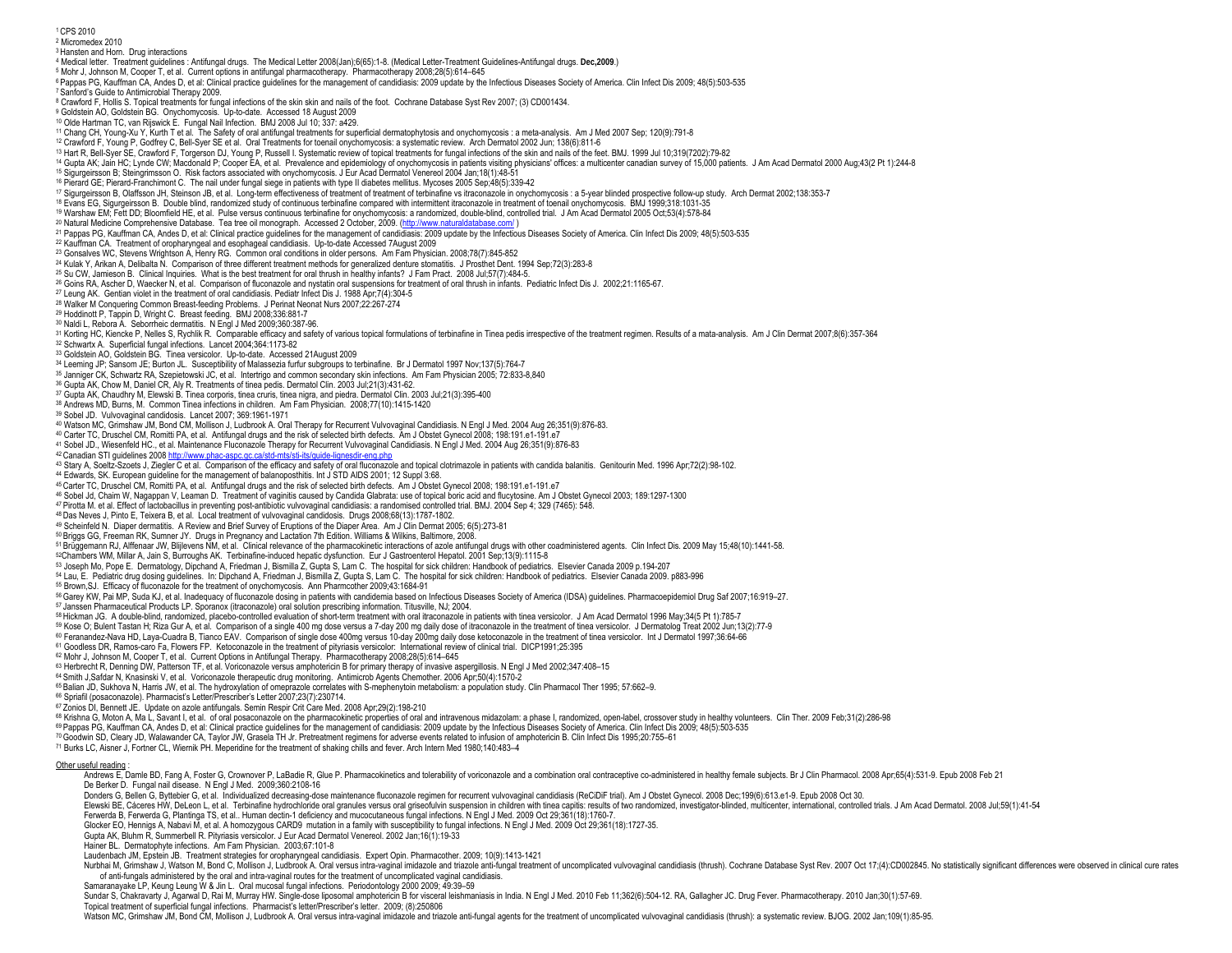[1] CPS 2010

[2] Micromedex 2010

[3] Hansten and Horn. Drug interactions

[4] Medical letter. Treatment guidelines : Antifungal drugs. The Medical Letter 2008(Jan);6(65):1-8. (Medical Letter-Treatment Guidelines-Antifungal drugs. **Dec,2009**.)

[5] Mohr J, Johnson M, Cooper T, et al. Current options in antifungal pharmacotherapy. Pharmacotherapy 2008;28(5):614–645

[6] Pappas PG, Kauffman CA, Andes D, et al: Clinical practice guidelines for the management of candidiasis: 2009 update by the Infectious Diseases Society of America. Clin Infect Dis 2009; 48(5):503-535

[7] Sanford's Guide to Antimicrobial Therapy 2009.

[8] Crawford F, Hollis S. Topical treatments for fungal infections of the skin skin and nails of the foot. Cochrane Database Syst Rev 2007; (3) CD001434.

[9] Goldstein AO, Goldstein BG. Onychomycosis. Up-to-date. Accessed 18 August 2009

[10] Olde Hartman TC, van Rijswick E. Fungal Nail Infection. BMJ 2008 Jul 10; 337: a429.

[11] Chang CH, Young-Xu Y, Kurth T et al. The Safety of oral antifungal treatments for superficial dermatophytosis and onychomycosis : a meta-analysis. Am J Med 2007 Sep; 120(9):791-8

[12] Crawford F, Young P, Godfrey C, Bell-Syer SE et al. Oral Treatments for toenail onychomycosis: a systematic review. Arch Dermatol 2002 Jun; 138(6):811-6

[13] Hart R, Bell-Syer SE, Crawford F, Torgerson DJ, Young P, Russell I. Systematic review of topical treatments for fungal infections of the skin and nails of the feet. BMJ. 1999 Jul 10;319(7202):79-82

[14] Gupta AK; Jain HC; Lynde CW; Macdonald P; Cooper EA, et al. Prevalence and epidemiology of onychomycosis in patients visiting physicians' offices: a multicenter canadian survey of 15,000 patients. J Am Acad Dermatol 2000 Aug;43(2 Pt 1):244-8

[15] Sigurgeirsson B; Steingrimsson O. Risk factors associated with onychomycosis. J Eur Acad Dermatol Venereol 2004 Jan;18(1):48-51

[16] Pierard GE; Pierard-Franchimont C. The nail under fungal siege in patients with type II diabetes mellitus. Mycoses 2005 Sep;48(5):339-42

[17] Sigurgeirsson B, Olaffsson JH, Steinson JB, et al. Long-term effectiveness of treatment of treatment of terbinafine vs itraconazole in onychomycosis : a 5-year blinded prospective follow-up study. Arch Dermat 2002;138:353-7

[18] Evans EG, Sigurgeirsson B. Double blind, randomized study of continuous terbinafine compared with intermittent itraconazole in treatment of toenail onychomycosis. BMJ 1999;318:1031-35

[19] Warshaw EM; Fett DD; Bloomfield HE, et al. Pulse versus continuous terbinafine for onychomycosis: a randomized, double-blind, controlled trial. J Am Acad Dermatol 2005 Oct;53(4):578-84

[20] Natural Medicine Comprehensive Database. Tea tree oil monograph. Accessed 2 October, 2009. (http://www.naturaldatabase.com/ )

[21] Pappas PG, Kauffman CA, Andes D, et al: Clinical practice guidelines for the management of candidiasis: 2009 update by the Infectious Diseases Society of America. Clin Infect Dis 2009; 48(5):503-535

[22] Kauffman CA. Treatment of oropharyngeal and esophageal candidiasis. Up-to-date Accessed 7August 2009

[23] Gonsalves WC, Stevens Wrightson A, Henry RG. Common oral conditions in older persons. Am Fam Physician. 2008;78(7):845-852

[24] Kulak Y, Arikan A, Delibalta N. Comparison of three different treatment methods for generalized denture stomatitis. J Prosthet Dent. 1994 Sep;72(3):283-8

[25] Su CW, Jamieson B. Clinical Inquiries. What is the best treatment for oral thrush in healthy infants? J Fam Pract. 2008 Jul;57(7):484-5.

[26] Goins RA, Ascher D, Waecker N, et al. Comparison of fluconazole and nystatin oral suspensions for treatment of oral thrush in infants. Pediatric Infect Dis J. 2002;21:1165-67.

[27] Leung AK. Gentian violet in the treatment of oral candidiasis. Pediatr Infect Dis J. 1988 Apr;7(4):304-5

[28] Walker M Conquering Common Breast-feeding Problems. J Perinat Neonat Nurs 2007;22:267-274

[29] Hoddinott P, Tappin D, Wright C. Breast feeding. BMJ 2008;336:881-7

[30] Naldi L, Rebora A. Seborrheic dermatitis. N Engl J Med 2009;360:387-96.

[31] Korting HC, Kiencke P, Nelles S, Rychlik R. Comparable efficacy and safety of various topical formulations of terbinafine in Tinea pedis irrespective of the treatment regimen. Results of a mata-analysis. Am J Clin Dermat 2007;8(6):357-364

[32] Schwartz A. Superficial fungal infections. Lancet 2004;364:1173-82

[33] Goldstein AO, Goldstein BG. Tinea versicolor. Up-to-date. Accessed 21August 2009

[34] Leeming JP; Sansom JE; Burton JL. Susceptibility of Malassezia furfur subgroups to terbinafine. Br J Dermatol 1997 Nov;137(5):764-7

[35] Janniger CK, Schwartz RA, Szepietowski JC, et al. Intertrigo and common secondary skin infections. Am Fam Physician 2005; 72:833-8,840

[36] Gupta AK, Chow M, Daniel CR, Aly R. Treatments of tinea pedis. Dermatol Clin. 2003 Jul;21(3):431-62.

[37] Gupta AK, Chaudhry M, Elewski B. Tinea corporis, tinea cruris, tinea nigra, and piedra. Dermatol Clin. 2003 Jul;21(3):395-400

[38] Andrews MD, Burns, M. Common Tinea infections in children. Am Fam Physician. 2008;77(10):1415-1420

[39] Sobel JD. Vulvovaginal candidosis. Lancet 2007; 369:1961-1971

[40] Watson MC, Grimshaw JM, Bond CM, Mollison J, Ludbrook A. Oral Therapy for Recurrent Vulvovaginal Candidiasis. N Engl J Med. 2004 Aug 26;351(9):876-83.

[40] Carter TC, Druschel CM, Romitti PA, et al. Antifungal drugs and the risk of selected birth defects. Am J Obstet Gynecol 2008; 198:191.e1-191.e7

[41] Sobel JD., Wiesenfeld HC., et al. Maintenance Fluconazole Therapy for Recurrent Vulvovaginal Candidiasis. N Engl J Med. 2004 Aug 26;351(9):876-83

[42] Canadian STI guidelines 2008 http://www.phac-aspc.gc.ca/std-mts/sti-its/guide-lignesdir-eng.php

[43] Stary A, Soeltz-Szoets J, Ziegler C et al. Comparison of the efficacy and safety of oral fluconazole and topical clotrimazole in patients with candida balanitis. Genitourin Med. 1996 Apr;72(2):98-102.

[44] Edwards, SK. European guideline for the management of balanoposthitis. Int J STD AIDS 2001; 12 Suppl 3:68.

[45] Carter TC, Druschel CM, Romitti PA, et al. Antifungal drugs and the risk of selected birth defects. Am J Obstet Gynecol 2008; 198:191.e1-191.e7

[46] Sobel Jd, Chaim W, Nagappan V, Leaman D. Treatment of vaginitis caused by Candida Glabrata: use of topical boric acid and flucytosine. Am J Obstet Gynecol 2003; 189:1297-1300

[47] Pirotta M. et al. Effect of lactobacillus in preventing post-antibiotic vulvovaginal candidiasis: a randomised controlled trial. BMJ. 2004 Sep 4; 329 (7465): 548.

[48] Das Neves J, Pinto E, Teixera B, et al. Local treatment of vulvovaginal candidosis. Drugs 2008;68(13):1787-1802.

[49] Scheinfeld N. Diaper dermatitis. A Review and Brief Survey of Eruptions of the Diaper Area. Am J Clin Dermat 2005; 6(5):273-81

[50] Briggs GG, Freeman RK, Sumner JY. Drugs in Pregnancy and Lactation 7th Edition. Williams & Wilkins, Baltimore, 2008.

[51] Brüggemann RJ, Alffenaar JW, Blijlevens NM, et al. Clinical relevance of the pharmacokinetic interactions of azole antifungal drugs with other coadministered agents. Clin Infect Dis. 2009 May 15;48(10):1441-58.

[52] Chambers WM, Millar A, Jain S, Burroughs AK. Terbinafine-induced hepatic dysfunction. Eur J Gastroenterol Hepatol. 2001 Sep;13(9):1115-8

[53] Joseph Mo, Pope E. Dermatology, Dipchand A, Friedman J, Bismilla Z, Gupta S, Lam C. The hospital for sick children: Handbook of pediatrics. Elsevier Canada 2009 p.194-207

[54] Lau, E. Pediatric drug dosing guidelines. In: Dipchand A, Friedman J, Bismilla Z, Gupta S, Lam C. The hospital for sick children: Handbook of pediatrics. Elsevier Canada 2009. p883-996

[55] Brown,SJ. Efficacy of fluconazole for the treatment of onychomycosis. Ann Pharmcother 2009;43:1684-91

[56] Garey KW, Pai MP, Suda KJ, et al. Inadequacy of fluconazole dosing in patients with candidemia based on Infectious Diseases Society of America (IDSA) guidelines. Pharmacoepidemiol Drug Saf 2007;16:919–27.

[57] Janssen Pharmaceutical Products LP. Sporanox (itraconazole) oral solution prescribing information. Titusville, NJ; 2004.

[58] Hickman JG. A double-blind, randomized, placebo-controlled evaluation of short-term treatment with oral itraconazole in patients with tinea versicolor. J Am Acad Dermatol 1996 May;34(5 Pt 1):785-7

[59] Kose O; Bulent Tastan H; Riza Gur A, et al. Comparison of a single 400 mg dose versus a 7-day 200 mg daily dose of itraconazole in the treatment of tinea versicolor. J Dermatolog Treat 2002 Jun;13(2):77-9

[60] Feranandez-Nava HD, Laya-Cuadra B, Tianco EAV. Comparison of single dose 400mg versus 10-day 200mg daily dose ketoconazole in the treatment of tinea versicolor. Int J Dermatol 1997;36:64-66

[61] Goodless DR, Ramos-caro Fa, Flowers FP. Ketoconazole in the treatment of pityriasis versicolor: International review of clinical trial. DICP1991;25:395

[62] Mohr J, Johnson M, Cooper T, et al. Current Options in Antifungal Therapy. Pharmacotherapy 2008;28(5):614–645

[63] Herbrecht R, Denning DW, Patterson TF, et al. Voriconazole versus amphotericin B for primary therapy of invasive aspergillosis. N Engl J Med 2002;347:408–15

[64] Smith J,Safdar N, Knasinski V, et al. Voriconazole therapeutic drug monitoring. Antimicrob Agents Chemother. 2006 Apr;50(4):1570-2

[65] Balian JD, Sukhova N, Harris JW, et al. The hydroxylation of omeprazole correlates with S-mephenytoin metabolism: a population study. Clin Pharmacol Ther 1995; 57:662–9.

[66] Spriafil (posaconazole). Pharmacist's Letter/Prescriber's Letter 2007;23(7):230714.

[67] Zonios DI, Bennett JE. Update on azole antifungals. Semin Respir Crit Care Med. 2008 Apr;29(2):198-210

[68] Krishna G, Moton A, Ma L, Savant I, et al. of oral posaconazole on the pharmacokinetic properties of oral and intravenous midazolam: a phase I, randomized, open-label, crossover study in healthy volunteers. Clin Ther. 2009 Feb;31(2):286-98

[69] Pappas PG, Kauffman CA, Andes D, et al: Clinical practice guidelines for the management of candidiasis: 2009 update by the Infectious Diseases Society of America. Clin Infect Dis 2009; 48(5):503-535

[70] Goodwin SD, Cleary JD, Walawander CA, Taylor JW, Grasela TH Jr. Pretreatment regimens for adverse events related to infusion of amphotericin B. Clin Infect Dis 1995;20:755–61

[71] Burks LC, Aisner J, Fortner CL, Wiernik PH. Meperidine for the treatment of shaking chills and fever. Arch Intern Med 1980;140:483–4

Other useful reading :

Andrews E, Damle BD, Fang A, Foster G, Crownover P, LaBadie R, Glue P. Pharmacokinetics and tolerability of voriconazole and a combination oral contraceptive co-administered in healthy female subjects. Br J Clin Pharmacol. 2008 Apr;65(4):531-9. Epub 2008 Feb 21

De Berker D. Fungal nail disease. N Engl J Med. 2009;360:2108-16

Donders G, Bellen G, Byttebier G, et al. Individualized decreasing-dose maintenance fluconazole regimen for recurrent vulvovaginal candidiasis (ReCiDiF trial). Am J Obstet Gynecol. 2008 Dec;199(6):613.e1-9. Epub 2008 Oct 30.

Elewski BE, Cáceres HW, DeLeon L, et al. Terbinafine hydrochloride oral granules versus oral griseofulvin suspension in children with tinea capitis: results of two randomized, investigator-blinded, multicenter, international, controlled trials. J Am Acad Dermatol. 2008 Jul;59(1):41-54

Ferwerda B, Ferwerda G, Plantinga TS, et al.. Human dectin-1 deficiency and mucocutaneous fungal infections. N Engl J Med. 2009 Oct 29;361(18):1760-7.

Glocker EO, Hennigs A, Nabavi M, et al. A homozygous CARD9 mutation in a family with susceptibility to fungal infections. N Engl J Med. 2009 Oct 29;361(18):1727-35.

Gupta AK, Bluhm R, Summerbell R. Pityriasis versicolor. J Eur Acad Dermatol Venereol. 2002 Jan;16(1):19-33

Hainer BL. Dermatophyte infections. Am Fam Physician. 2003;67:101-8

Laudenbach JM, Epstein JB. Treatment strategies for oropharyngeal candidiasis. Expert Opin. Pharmacother. 2009; 10(9):1413-1421

Nurbhai M, Grimshaw J, Watson M, Bond C, Mollison J, Ludbrook A. Oral versus intra-vaginal imidazole and triazole anti-fungal treatment of uncomplicated vulvovaginal candidiasis (thrush). Cochrane Database Syst Rev. 2007 Oct 17;(4):CD002845. No statistically significant differences were observed in clinical cure rates of anti-fungals administered by the oral and intra-vaginal routes for the treatment of uncomplicated vaginal candidiasis.

Samaranayake LP, Keung Leung W & Jin L. Oral mucosal fungal infections. Periodontology 2000 2009; 49:39–59

Sundar S, Chakravarty J, Agarwal D, Rai M, Murray HW. Single-dose liposomal amphotericin B for visceral leishmaniasis in India. N Engl J Med. 2010 Feb 11;362(6):504-12. RA, Gallagher JC. Drug Fever. Pharmacotherapy. 2010 Jan;30(1):57-69.

Topical treatment of superficial fungal infections. Pharmacist's letter/Prescriber's letter. 2009; (8):250806

Watson MC, Grimshaw JM, Bond CM, Mollison J, Ludbrook A. Oral versus intra-vaginal imidazole and triazole anti-fungal agents for the treatment of uncomplicated vulvovaginal candidiasis (thrush): a systematic review. BJOG. 2002 Jan;109(1):85-95.